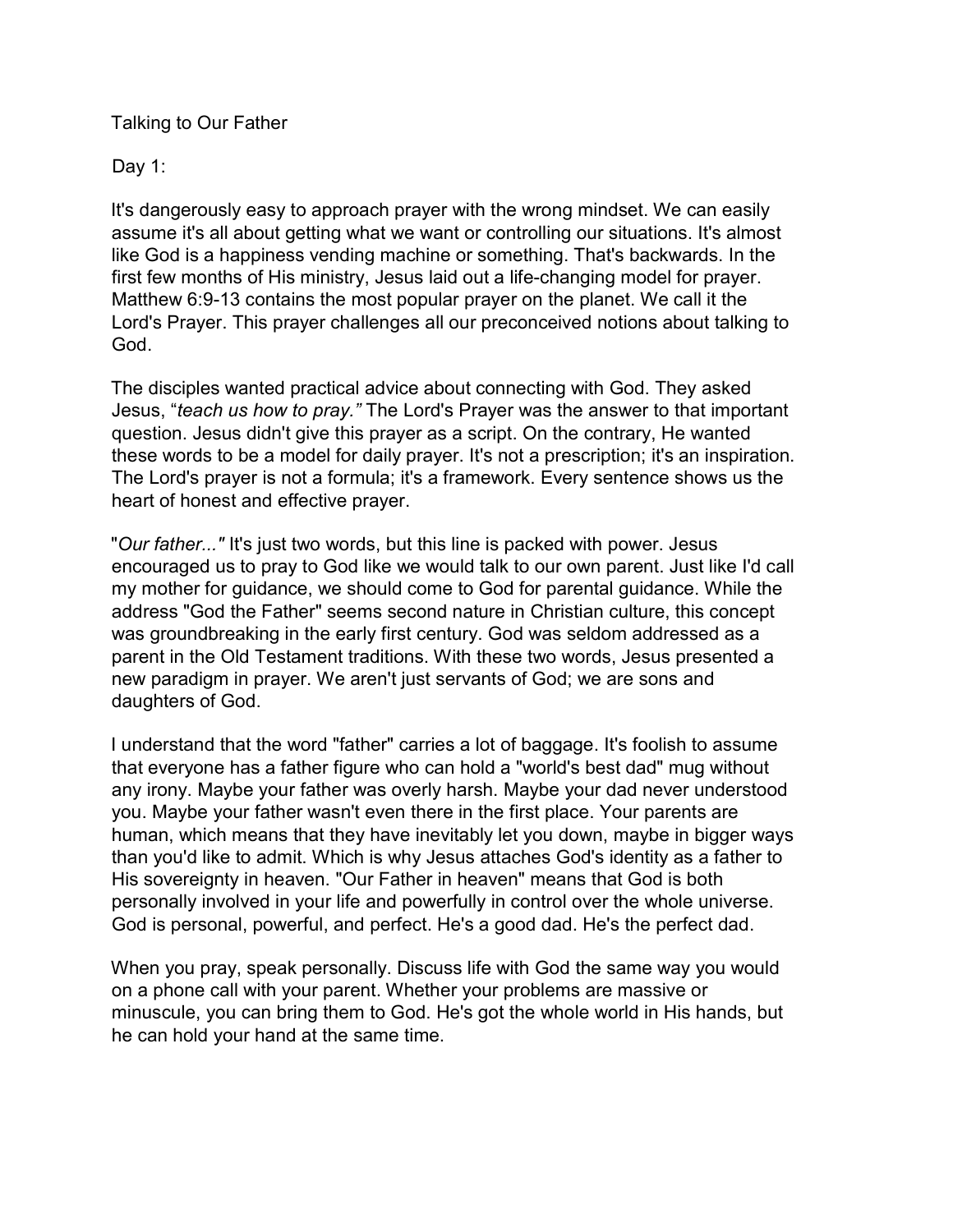# Talking to Our Father

## Day 1:

It's dangerously easy to approach prayer with the wrong mindset. We can easily assume it's all about getting what we want or controlling our situations. It's almost like God is a happiness vending machine or something. That's backwards. In the first few months of His ministry, Jesus laid out a life-changing model for prayer. Matthew 6:9-13 contains the most popular prayer on the planet. We call it the Lord's Prayer. This prayer challenges all our preconceived notions about talking to God.

The disciples wanted practical advice about connecting with God. They asked Jesus, "*teach us how to pray.*" The Lord's Prayer was the answer to that important question. Jesus didn't give this prayer as a script. On the contrary, He wanted these words to be a model for daily prayer. It's not a prescription; it's an inspiration. The Lord's prayer is not a formula; it's a framework. Every sentence shows us the heart of honest and effective prayer.

"*Our father...*" It's just two words, but this line is packed with power. Jesus encouraged us to pray to God like we would talk to our own parent. Just like I'd call my mother for guidance, we should come to God for parental guidance. While the address "God the Father" seems second nature in Christian culture, this concept was groundbreaking in the early first century. God was seldom addressed as a parent in the Old Testament traditions. With these two words, Jesus presented a new paradigm in prayer. We aren't just servants of God; we are sons and daughters of God.

I understand that the word "father" carries a lot of baggage. It's foolish to assume that everyone has a father figure who can hold a "world's best dad" mug without any irony. Maybe your father was overly harsh. Maybe your dad never understood you. Maybe your father wasn't even there in the first place. Your parents are human, which means that they have inevitably let you down, maybe in bigger ways than you'd like to admit. Which is why Jesus attaches God's identity as a father to His sovereignty in heaven. "Our Father in heaven" means that God is both personally involved in your life and powerfully in control over the whole universe. God is personal, powerful, and perfect. He's a good dad. He's the perfect dad.

When you pray, speak personally. Discuss life with God the same way you would on a phone call with your parent. Whether your problems are massive or minuscule, you can bring them to God. He's got the whole world in His hands, but he can hold your hand at the same time.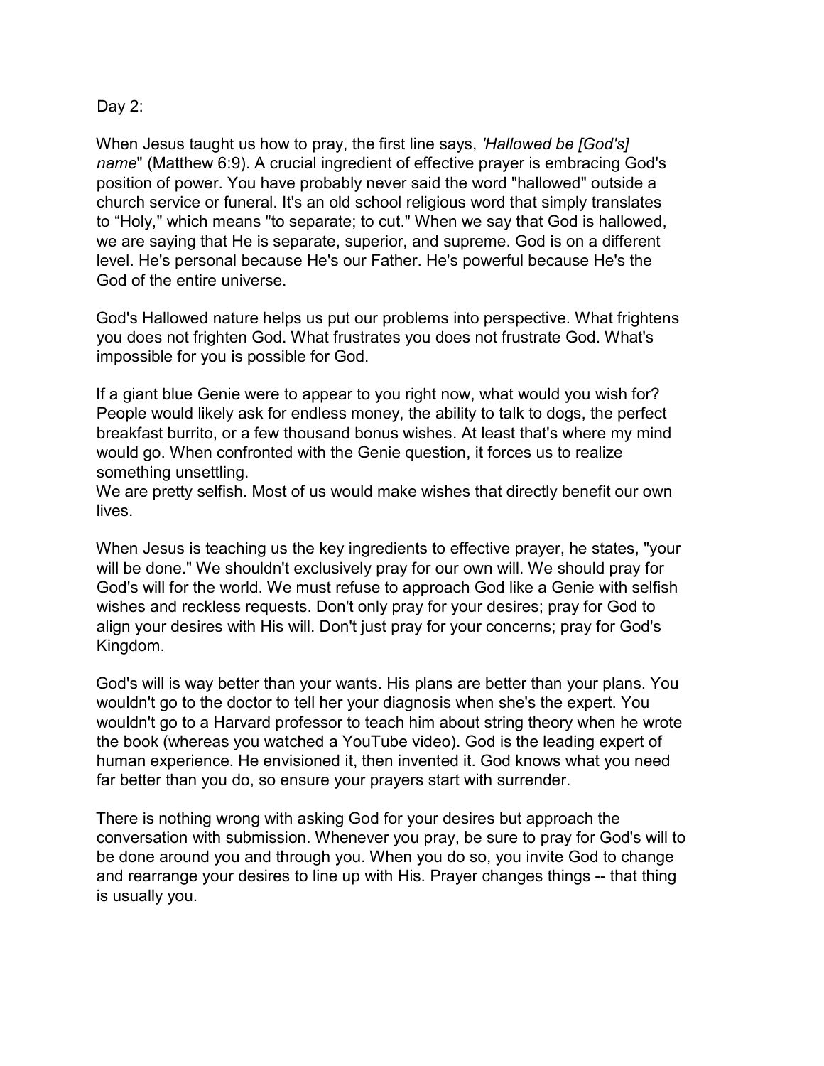Day 2:

When Jesus taught us how to pray, the first line says, *'Hallowed be [God's] name*" (Matthew 6:9). A crucial ingredient of effective prayer is embracing God's position of power. You have probably never said the word "hallowed" outside a church service or funeral. It's an old school religious word that simply translates to "Holy," which means "to separate; to cut." When we say that God is hallowed, we are saying that He is separate, superior, and supreme. God is on a different level. He's personal because He's our Father. He's powerful because He's the God of the entire universe.

God's Hallowed nature helps us put our problems into perspective. What frightens you does not frighten God. What frustrates you does not frustrate God. What's impossible for you is possible for God.

If a giant blue Genie were to appear to you right now, what would you wish for? People would likely ask for endless money, the ability to talk to dogs, the perfect breakfast burrito, or a few thousand bonus wishes. At least that's where my mind would go. When confronted with the Genie question, it forces us to realize something unsettling.
We are pretty selfish. Most of us would make wishes that directly benefit our own lives.

When Jesus is teaching us the key ingredients to effective prayer, he states, "your will be done." We shouldn't exclusively pray for our own will. We should pray for God's will for the world. We must refuse to approach God like a Genie with selfish wishes and reckless requests. Don't only pray for your desires; pray for God to align your desires with His will. Don't just pray for your concerns; pray for God's Kingdom.

God's will is way better than your wants. His plans are better than your plans. You wouldn't go to the doctor to tell her your diagnosis when she's the expert. You wouldn't go to a Harvard professor to teach him about string theory when he wrote the book (whereas you watched a YouTube video). God is the leading expert of human experience. He envisioned it, then invented it. God knows what you need far better than you do, so ensure your prayers start with surrender.

There is nothing wrong with asking God for your desires but approach the conversation with submission. Whenever you pray, be sure to pray for God's will to be done around you and through you. When you do so, you invite God to change and rearrange your desires to line up with His. Prayer changes things -- that thing is usually you.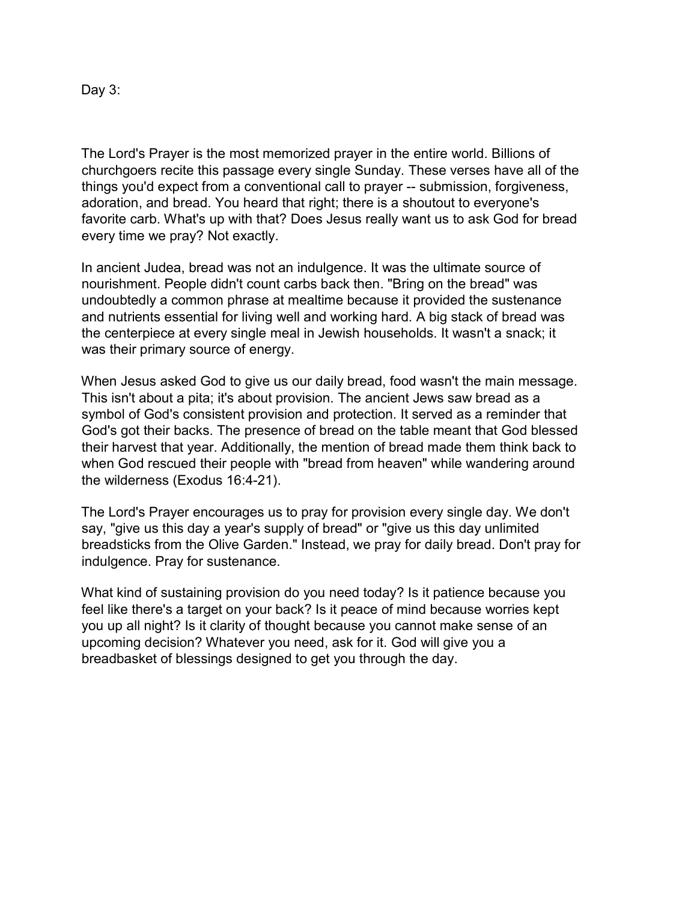Day 3:

The Lord's Prayer is the most memorized prayer in the entire world. Billions of churchgoers recite this passage every single Sunday. These verses have all of the things you'd expect from a conventional call to prayer -- submission, forgiveness, adoration, and bread. You heard that right; there is a shoutout to everyone's favorite carb. What's up with that? Does Jesus really want us to ask God for bread every time we pray? Not exactly.

In ancient Judea, bread was not an indulgence. It was the ultimate source of nourishment. People didn't count carbs back then. "Bring on the bread" was undoubtedly a common phrase at mealtime because it provided the sustenance and nutrients essential for living well and working hard. A big stack of bread was the centerpiece at every single meal in Jewish households. It wasn't a snack; it was their primary source of energy.

When Jesus asked God to give us our daily bread, food wasn't the main message. This isn't about a pita; it's about provision. The ancient Jews saw bread as a symbol of God's consistent provision and protection. It served as a reminder that God's got their backs. The presence of bread on the table meant that God blessed their harvest that year. Additionally, the mention of bread made them think back to when God rescued their people with "bread from heaven" while wandering around the wilderness (Exodus 16:4-21).

The Lord's Prayer encourages us to pray for provision every single day. We don't say, "give us this day a year's supply of bread" or "give us this day unlimited breadsticks from the Olive Garden." Instead, we pray for daily bread. Don't pray for indulgence. Pray for sustenance.

What kind of sustaining provision do you need today? Is it patience because you feel like there's a target on your back? Is it peace of mind because worries kept you up all night? Is it clarity of thought because you cannot make sense of an upcoming decision? Whatever you need, ask for it. God will give you a breadbasket of blessings designed to get you through the day.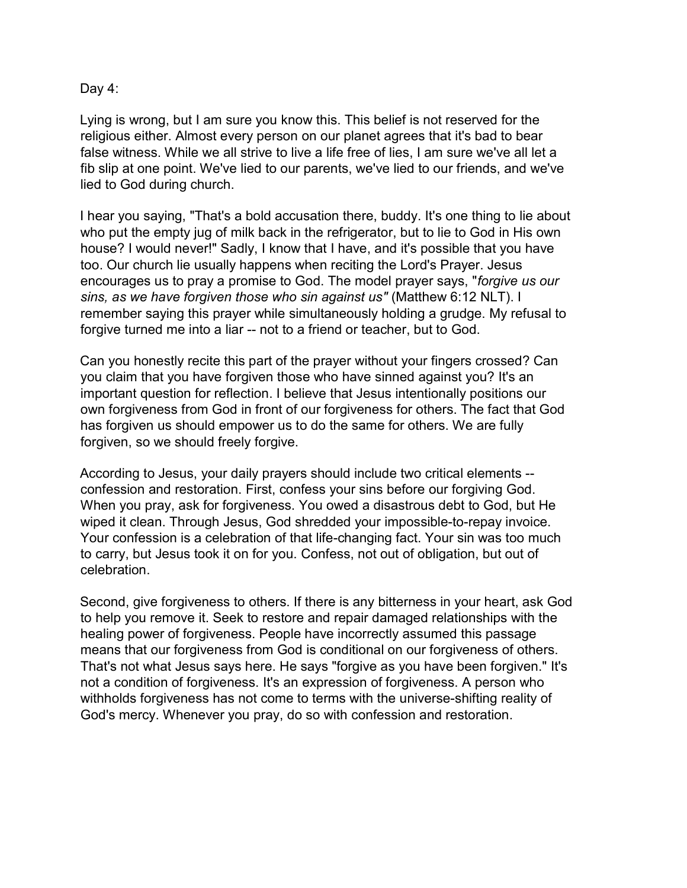Day 4:

Lying is wrong, but I am sure you know this. This belief is not reserved for the religious either. Almost every person on our planet agrees that it's bad to bear false witness. While we all strive to live a life free of lies, I am sure we've all let a fib slip at one point. We've lied to our parents, we've lied to our friends, and we've lied to God during church.

I hear you saying, "That's a bold accusation there, buddy. It's one thing to lie about who put the empty jug of milk back in the refrigerator, but to lie to God in His own house? I would never!" Sadly, I know that I have, and it's possible that you have too. Our church lie usually happens when reciting the Lord's Prayer. Jesus encourages us to pray a promise to God. The model prayer says, "*forgive us our sins, as we have forgiven those who sin against us"* (Matthew 6:12 NLT). I remember saying this prayer while simultaneously holding a grudge. My refusal to forgive turned me into a liar -- not to a friend or teacher, but to God.

Can you honestly recite this part of the prayer without your fingers crossed? Can you claim that you have forgiven those who have sinned against you? It's an important question for reflection. I believe that Jesus intentionally positions our own forgiveness from God in front of our forgiveness for others. The fact that God has forgiven us should empower us to do the same for others. We are fully forgiven, so we should freely forgive.

According to Jesus, your daily prayers should include two critical elements -- confession and restoration. First, confess your sins before our forgiving God. When you pray, ask for forgiveness. You owed a disastrous debt to God, but He wiped it clean. Through Jesus, God shredded your impossible-to-repay invoice. Your confession is a celebration of that life-changing fact. Your sin was too much to carry, but Jesus took it on for you. Confess, not out of obligation, but out of celebration.

Second, give forgiveness to others. If there is any bitterness in your heart, ask God to help you remove it. Seek to restore and repair damaged relationships with the healing power of forgiveness. People have incorrectly assumed this passage means that our forgiveness from God is conditional on our forgiveness of others. That's not what Jesus says here. He says "forgive as you have been forgiven." It's not a condition of forgiveness. It's an expression of forgiveness. A person who withholds forgiveness has not come to terms with the universe-shifting reality of God's mercy. Whenever you pray, do so with confession and restoration.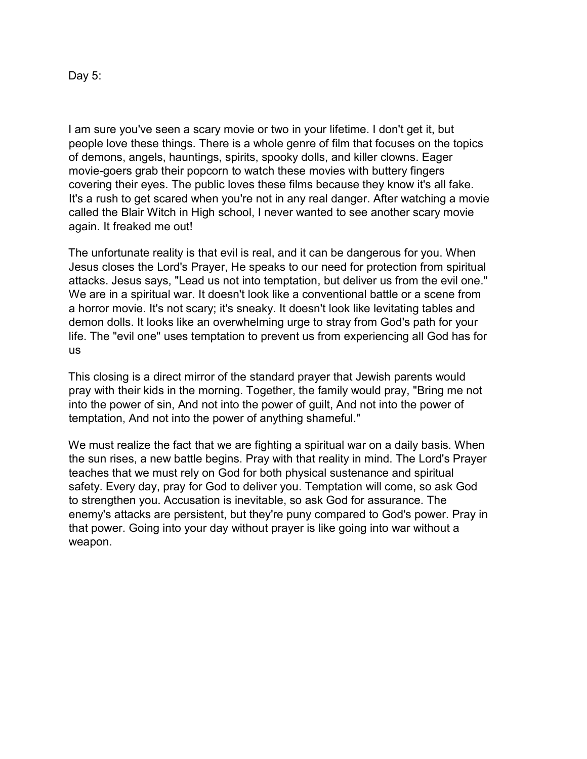Day 5:

I am sure you've seen a scary movie or two in your lifetime. I don't get it, but people love these things. There is a whole genre of film that focuses on the topics of demons, angels, hauntings, spirits, spooky dolls, and killer clowns. Eager movie-goers grab their popcorn to watch these movies with buttery fingers covering their eyes. The public loves these films because they know it's all fake. It's a rush to get scared when you're not in any real danger. After watching a movie called the Blair Witch in High school, I never wanted to see another scary movie again. It freaked me out!

The unfortunate reality is that evil is real, and it can be dangerous for you. When Jesus closes the Lord's Prayer, He speaks to our need for protection from spiritual attacks. Jesus says, "Lead us not into temptation, but deliver us from the evil one." We are in a spiritual war. It doesn't look like a conventional battle or a scene from a horror movie. It's not scary; it's sneaky. It doesn't look like levitating tables and demon dolls. It looks like an overwhelming urge to stray from God's path for your life. The "evil one" uses temptation to prevent us from experiencing all God has for us

This closing is a direct mirror of the standard prayer that Jewish parents would pray with their kids in the morning. Together, the family would pray, "Bring me not into the power of sin, And not into the power of guilt, And not into the power of temptation, And not into the power of anything shameful."

We must realize the fact that we are fighting a spiritual war on a daily basis. When the sun rises, a new battle begins. Pray with that reality in mind. The Lord's Prayer teaches that we must rely on God for both physical sustenance and spiritual safety. Every day, pray for God to deliver you. Temptation will come, so ask God to strengthen you. Accusation is inevitable, so ask God for assurance. The enemy's attacks are persistent, but they're puny compared to God's power. Pray in that power. Going into your day without prayer is like going into war without a weapon.